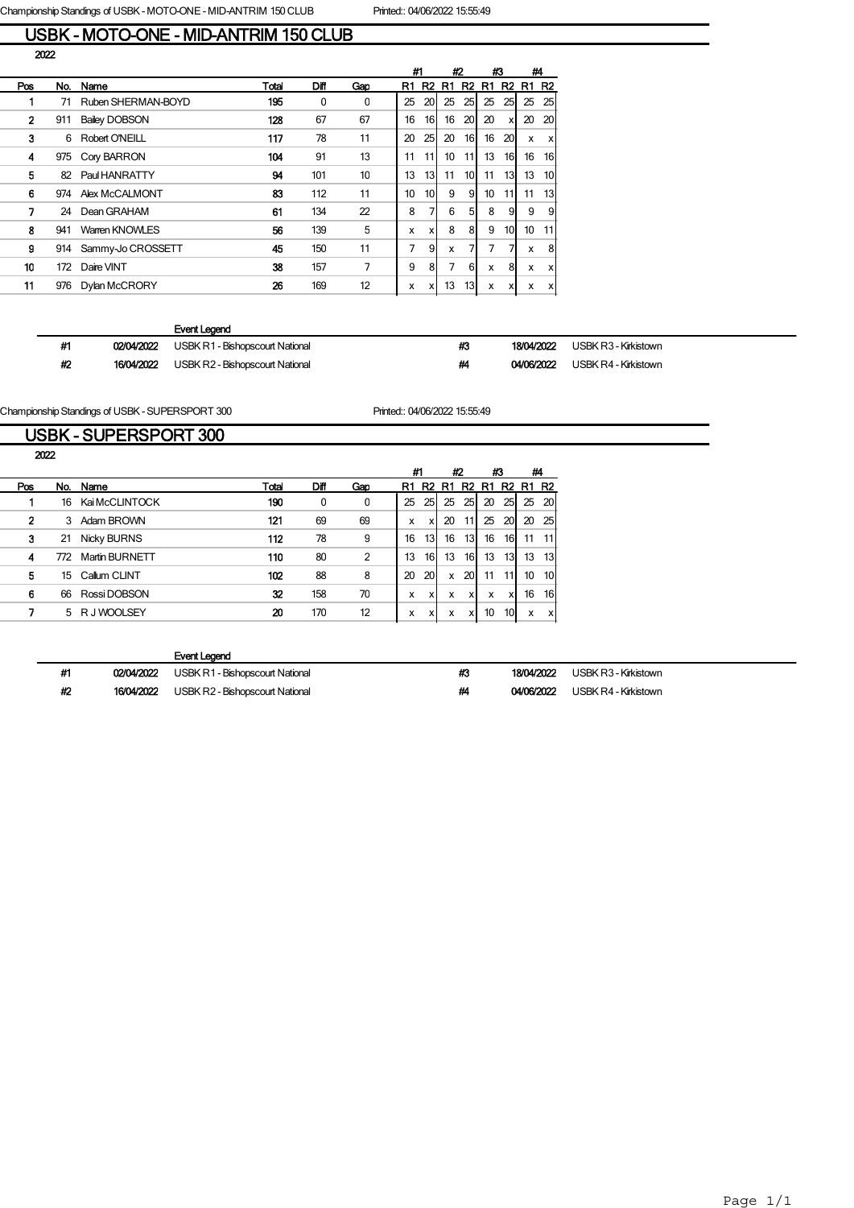Championship Standings of USBK - MOTO-ONE - MID-ANTRIM 150 CLUB — Printed:: 04/06/2022 15:55:49

# USBK - MOTO-ONE - MID-ANTRIM 150 CLUB

2022

| Pos | No. | Name | Total | Diff | Gap | #1 R1 | #1 R2 | #2 R1 | #2 R2 | #3 R1 | #3 R2 | #4 R1 | #4 R2 |
|---|---|---|---|---|---|---|---|---|---|---|---|---|---|
| 1 | 71 | Ruben SHERMAN-BOYD | 195 | 0 | 0 | 25 | 20 | 25 | 25 | 25 | 25 | 25 | 25 |
| 2 | 911 | Bailey DOBSON | 128 | 67 | 67 | 16 | 16 | 16 | 20 | 20 | x | 20 | 20 |
| 3 | 6 | Robert O'NEILL | 117 | 78 | 11 | 20 | 25 | 20 | 16 | 16 | 20 | x | x |
| 4 | 975 | Cory BARRON | 104 | 91 | 13 | 11 | 11 | 10 | 11 | 13 | 16 | 16 | 16 |
| 5 | 82 | Paul HANRATTY | 94 | 101 | 10 | 13 | 13 | 11 | 10 | 11 | 13 | 13 | 10 |
| 6 | 974 | Alex McCALMONT | 83 | 112 | 11 | 10 | 10 | 9 | 9 | 10 | 11 | 11 | 13 |
| 7 | 24 | Dean GRAHAM | 61 | 134 | 22 | 8 | 7 | 6 | 5 | 8 | 9 | 9 | 9 |
| 8 | 941 | Warren KNOWLES | 56 | 139 | 5 | x | x | 8 | 8 | 9 | 10 | 10 | 11 |
| 9 | 914 | Sammy-Jo CROSSETT | 45 | 150 | 11 | 7 | 9 | x | 7 | 7 | 7 | x | 8 |
| 10 | 172 | Daire VINT | 38 | 157 | 7 | 9 | 8 | 7 | 6 | x | 8 | x | x |
| 11 | 976 | Dylan McCRORY | 26 | 169 | 12 | x | x | 13 | 13 | x | x | x | x |

**Event Legend**

| # | Date | Event | # | Date | Event |
|---|---|---|---|---|---|
| #1 | 02/04/2022 | USBK R1 - Bishopscourt National | #3 | 18/04/2022 | USBK R3 - Kirkistown |
| #2 | 16/04/2022 | USBK R2 - Bishopscourt National | #4 | 04/06/2022 | USBK R4 - Kirkistown |

Championship Standings of USBK - SUPERSPORT 300 — Printed:: 04/06/2022 15:55:49

# USBK - SUPERSPORT 300

2022

| Pos | No. | Name | Total | Diff | Gap | #1 R1 | #1 R2 | #2 R1 | #2 R2 | #3 R1 | #3 R2 | #4 R1 | #4 R2 |
|---|---|---|---|---|---|---|---|---|---|---|---|---|---|
| 1 | 16 | Kai McCLINTOCK | 190 | 0 | 0 | 25 | 25 | 25 | 25 | 20 | 25 | 25 | 20 |
| 2 | 3 | Adam BROWN | 121 | 69 | 69 | x | x | 20 | 11 | 25 | 20 | 20 | 25 |
| 3 | 21 | Nicky BURNS | 112 | 78 | 9 | 16 | 13 | 16 | 13 | 16 | 16 | 11 | 11 |
| 4 | 772 | Martin BURNETT | 110 | 80 | 2 | 13 | 16 | 13 | 16 | 13 | 13 | 13 | 13 |
| 5 | 15 | Callum CLINT | 102 | 88 | 8 | 20 | 20 | x | 20 | 11 | 11 | 10 | 10 |
| 6 | 66 | Rossi DOBSON | 32 | 158 | 70 | x | x | x | x | x | x | 16 | 16 |
| 7 | 5 | R J WOOLSEY | 20 | 170 | 12 | x | x | x | x | 10 | 10 | x | x |

**Event Legend**

| # | Date | Event | # | Date | Event |
|---|---|---|---|---|---|
| #1 | 02/04/2022 | USBK R1 - Bishopscourt National | #3 | 18/04/2022 | USBK R3 - Kirkistown |
| #2 | 16/04/2022 | USBK R2 - Bishopscourt National | #4 | 04/06/2022 | USBK R4 - Kirkistown |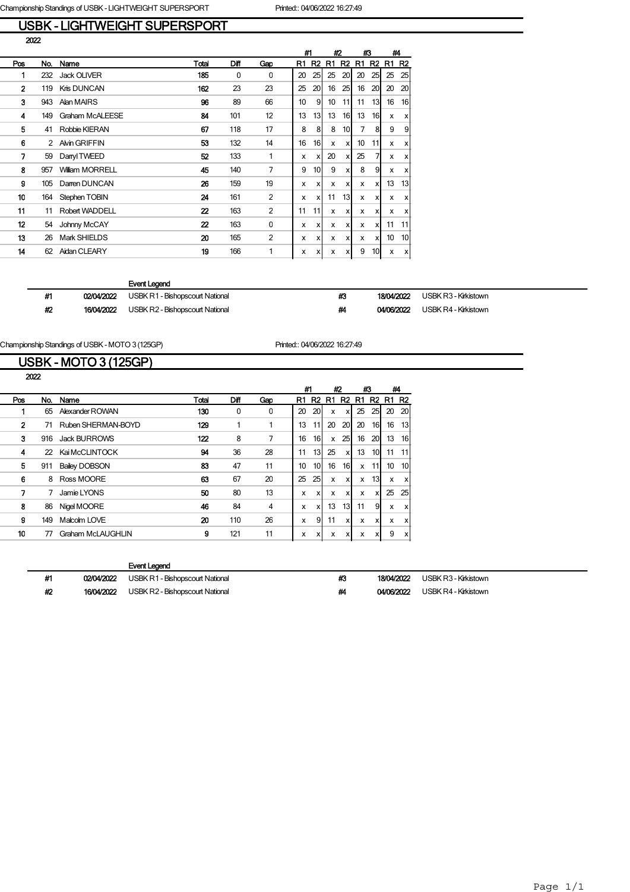Championship Standings of USBK - LIGHTWEIGHT SUPERSPORT — Printed:: 04/06/2022 16:27:49

## USBK - LIGHTWEIGHT SUPERSPORT

2022

| Pos | No. | Name | Total | Diff | Gap | #1 R1 | #1 R2 | #2 R1 | #2 R2 | #3 R1 | #3 R2 | #4 R1 | #4 R2 |
|---|---|---|---|---|---|---|---|---|---|---|---|---|---|
| 1 | 232 | Jack OLIVER | 185 | 0 | 0 | 20 | 25 | 25 | 20 | 20 | 25 | 25 | 25 |
| 2 | 119 | Kris DUNCAN | 162 | 23 | 23 | 25 | 20 | 16 | 25 | 16 | 20 | 20 | 20 |
| 3 | 943 | Alan MAIRS | 96 | 89 | 66 | 10 | 9 | 10 | 11 | 11 | 13 | 16 | 16 |
| 4 | 149 | Graham McALEESE | 84 | 101 | 12 | 13 | 13 | 13 | 16 | 13 | 16 | x | x |
| 5 | 41 | Robbie KIERAN | 67 | 118 | 17 | 8 | 8 | 8 | 10 | 7 | 8 | 9 | 9 |
| 6 | 2 | Alvin GRIFFIN | 53 | 132 | 14 | 16 | 16 | x | x | 10 | 11 | x | x |
| 7 | 59 | Darryl TWEED | 52 | 133 | 1 | x | x | 20 | x | 25 | 7 | x | x |
| 8 | 957 | William MORRELL | 45 | 140 | 7 | 9 | 10 | 9 | x | 8 | 9 | x | x |
| 9 | 105 | Darren DUNCAN | 26 | 159 | 19 | x | x | x | x | x | x | 13 | 13 |
| 10 | 164 | Stephen TOBIN | 24 | 161 | 2 | x | x | 11 | 13 | x | x | x | x |
| 11 | 11 | Robert WADDELL | 22 | 163 | 2 | 11 | 11 | x | x | x | x | x | x |
| 12 | 54 | Johnny McCAY | 22 | 163 | 0 | x | x | x | x | x | x | 11 | 11 |
| 13 | 26 | Mark SHIELDS | 20 | 165 | 2 | x | x | x | x | x | x | 10 | 10 |
| 14 | 62 | Aidan CLEARY | 19 | 166 | 1 | x | x | x | x | 9 | 10 | x | x |

**Event Legend**

| # | Date | Event | # | Date | Event |
|---|---|---|---|---|---|
| #1 | 02/04/2022 | USBK R1 - Bishopscourt National | #3 | 18/04/2022 | USBK R3 - Kirkistown |
| #2 | 16/04/2022 | USBK R2 - Bishopscourt National | #4 | 04/06/2022 | USBK R4 - Kirkistown |

Championship Standings of USBK - MOTO 3 (125GP) — Printed:: 04/06/2022 16:27:49

## USBK - MOTO 3 (125GP)

2022

| Pos | No. | Name | Total | Diff | Gap | #1 R1 | #1 R2 | #2 R1 | #2 R2 | #3 R1 | #3 R2 | #4 R1 | #4 R2 |
|---|---|---|---|---|---|---|---|---|---|---|---|---|---|
| 1 | 65 | Alexander ROWAN | 130 | 0 | 0 | 20 | 20 | x | x | 25 | 25 | 20 | 20 |
| 2 | 71 | Ruben SHERMAN-BOYD | 129 | 1 | 1 | 13 | 11 | 20 | 20 | 20 | 16 | 16 | 13 |
| 3 | 916 | Jack BURROWS | 122 | 8 | 7 | 16 | 16 | x | 25 | 16 | 20 | 13 | 16 |
| 4 | 22 | Kai McCLINTOCK | 94 | 36 | 28 | 11 | 13 | 25 | x | 13 | 10 | 11 | 11 |
| 5 | 911 | Bailey DOBSON | 83 | 47 | 11 | 10 | 10 | 16 | 16 | x | 11 | 10 | 10 |
| 6 | 8 | Ross MOORE | 63 | 67 | 20 | 25 | 25 | x | x | x | 13 | x | x |
| 7 | 7 | Jamie LYONS | 50 | 80 | 13 | x | x | x | x | x | x | 25 | 25 |
| 8 | 86 | Nigel MOORE | 46 | 84 | 4 | x | x | 13 | 13 | 11 | 9 | x | x |
| 9 | 149 | Malcolm LOVE | 20 | 110 | 26 | x | 9 | 11 | x | x | x | x | x |
| 10 | 77 | Graham McLAUGHLIN | 9 | 121 | 11 | x | x | x | x | x | x | 9 | x |

**Event Legend**

| # | Date | Event | # | Date | Event |
|---|---|---|---|---|---|
| #1 | 02/04/2022 | USBK R1 - Bishopscourt National | #3 | 18/04/2022 | USBK R3 - Kirkistown |
| #2 | 16/04/2022 | USBK R2 - Bishopscourt National | #4 | 04/06/2022 | USBK R4 - Kirkistown |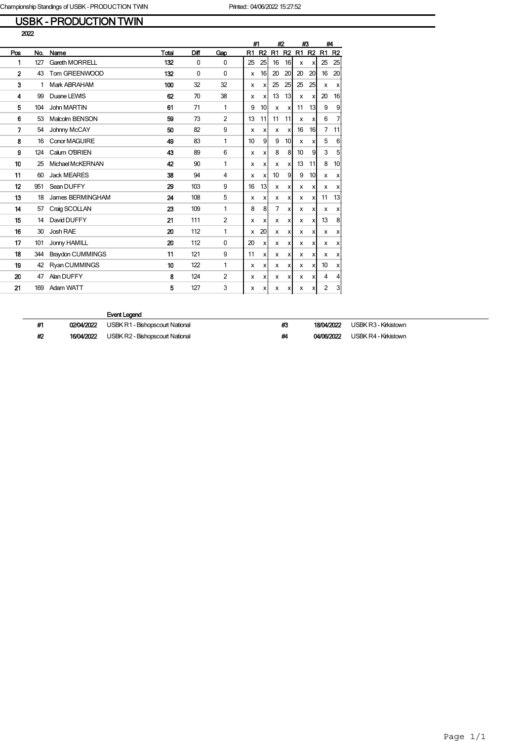Championship Standings of USBK - PRODUCTION TWIN Printed:: 04/06/2022 15:27:52

# USBK - PRODUCTION TWIN

2022

| Pos | No. | Name | Total | Diff | Gap | #1 R1 | #1 R2 | #2 R1 | #2 R2 | #3 R1 | #3 R2 | #4 R1 | #4 R2 |
|---|---|---|---|---|---|---|---|---|---|---|---|---|---|
| 1 | 127 | Gareth MORRELL | 132 | 0 | 0 | 25 | 25 | 16 | 16 | x | x | 25 | 25 |
| 2 | 43 | Tom GREENWOOD | 132 | 0 | 0 | x | 16 | 20 | 20 | 20 | 20 | 16 | 20 |
| 3 | 1 | Mark ABRAHAM | 100 | 32 | 32 | x | x | 25 | 25 | 25 | 25 | x | x |
| 4 | 99 | Duane LEWIS | 62 | 70 | 38 | x | x | 13 | 13 | x | x | 20 | 16 |
| 5 | 104 | John MARTIN | 61 | 71 | 1 | 9 | 10 | x | x | 11 | 13 | 9 | 9 |
| 6 | 53 | Malcolm BENSON | 59 | 73 | 2 | 13 | 11 | 11 | 11 | x | x | 6 | 7 |
| 7 | 54 | Johnny McCAY | 50 | 82 | 9 | x | x | x | x | 16 | 16 | 7 | 11 |
| 8 | 16 | Conor MAGUIRE | 49 | 83 | 1 | 10 | 9 | 9 | 10 | x | x | 5 | 6 |
| 9 | 124 | Calum O'BRIEN | 43 | 89 | 6 | x | x | 8 | 8 | 10 | 9 | 3 | 5 |
| 10 | 25 | Michael McKERNAN | 42 | 90 | 1 | x | x | x | x | 13 | 11 | 8 | 10 |
| 11 | 60 | Jack MEARES | 38 | 94 | 4 | x | x | 10 | 9 | 9 | 10 | x | x |
| 12 | 951 | Sean DUFFY | 29 | 103 | 9 | 16 | 13 | x | x | x | x | x | x |
| 13 | 18 | James BERMINGHAM | 24 | 108 | 5 | x | x | x | x | x | x | 11 | 13 |
| 14 | 57 | Craig SCOLLAN | 23 | 109 | 1 | 8 | 8 | 7 | x | x | x | x | x |
| 15 | 14 | David DUFFY | 21 | 111 | 2 | x | x | x | x | x | x | 13 | 8 |
| 16 | 30 | Josh RAE | 20 | 112 | 1 | x | 20 | x | x | x | x | x | x |
| 17 | 101 | Jonny HAMILL | 20 | 112 | 0 | 20 | x | x | x | x | x | x | x |
| 18 | 344 | Braydon CUMMINGS | 11 | 121 | 9 | 11 | x | x | x | x | x | x | x |
| 19 | 42 | Ryan CUMMINGS | 10 | 122 | 1 | x | x | x | x | x | x | 10 | x |
| 20 | 47 | Alan DUFFY | 8 | 124 | 2 | x | x | x | x | x | x | 4 | 4 |
| 21 | 169 | Adam WATT | 5 | 127 | 3 | x | x | x | x | x | x | 2 | 3 |

Event Legend

| # | Date | Event | # | Date | Event |
|---|---|---|---|---|---|
| #1 | 02/04/2022 | USBK R1 - Bishopscourt National | #3 | 18/04/2022 | USBK R3 - Kirkistown |
| #2 | 16/04/2022 | USBK R2 - Bishopscourt National | #4 | 04/06/2022 | USBK R4 - Kirkistown |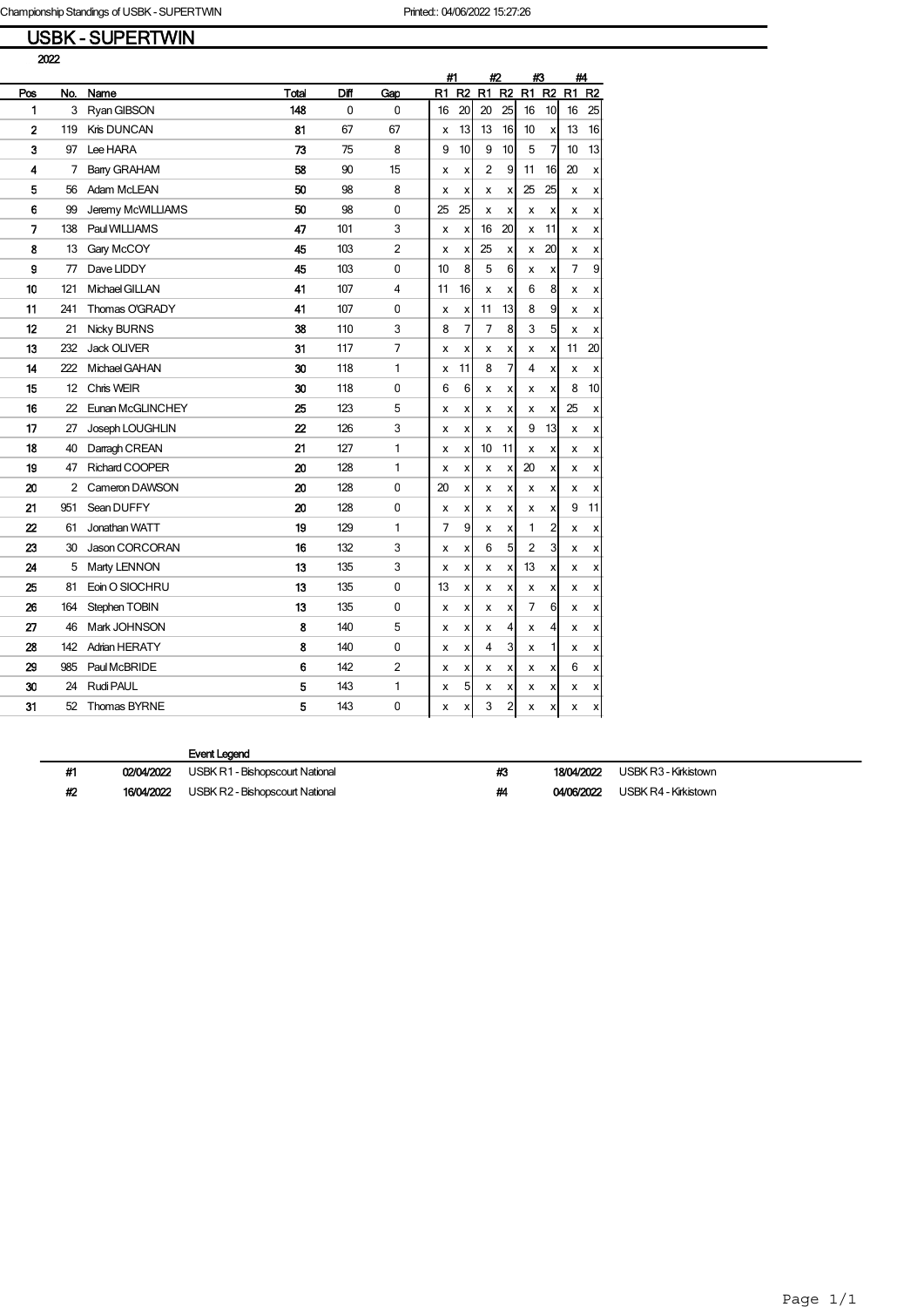## USBK - SUPERTWIN

2022

| Pos | No. | Name | Total | Diff | Gap | #1 R1 | #1 R2 | #2 R1 | #2 R2 | #3 R1 | #3 R2 | #4 R1 | #4 R2 |
|---|---|---|---|---|---|---|---|---|---|---|---|---|---|
| 1 | 3 | Ryan GIBSON | 148 | 0 | 0 | 16 | 20 | 20 | 25 | 16 | 10 | 16 | 25 |
| 2 | 119 | Kris DUNCAN | 81 | 67 | 67 | x | 13 | 13 | 16 | 10 | x | 13 | 16 |
| 3 | 97 | Lee HARA | 73 | 75 | 8 | 9 | 10 | 9 | 10 | 5 | 7 | 10 | 13 |
| 4 | 7 | Barry GRAHAM | 58 | 90 | 15 | x | x | 2 | 9 | 11 | 16 | 20 | x |
| 5 | 56 | Adam McLEAN | 50 | 98 | 8 | x | x | x | x | 25 | 25 | x | x |
| 6 | 99 | Jeremy McWILLIAMS | 50 | 98 | 0 | 25 | 25 | x | x | x | x | x | x |
| 7 | 138 | Paul WILLIAMS | 47 | 101 | 3 | x | x | 16 | 20 | x | 11 | x | x |
| 8 | 13 | Gary McCOY | 45 | 103 | 2 | x | x | 25 | x | x | 20 | x | x |
| 9 | 77 | Dave LIDDY | 45 | 103 | 0 | 10 | 8 | 5 | 6 | x | x | 7 | 9 |
| 10 | 121 | Michael GILLAN | 41 | 107 | 4 | 11 | 16 | x | x | 6 | 8 | x | x |
| 11 | 241 | Thomas O'GRADY | 41 | 107 | 0 | x | x | 11 | 13 | 8 | 9 | x | x |
| 12 | 21 | Nicky BURNS | 38 | 110 | 3 | 8 | 7 | 7 | 8 | 3 | 5 | x | x |
| 13 | 232 | Jack OLIVER | 31 | 117 | 7 | x | x | x | x | x | x | 11 | 20 |
| 14 | 222 | Michael GAHAN | 30 | 118 | 1 | x | 11 | 8 | 7 | 4 | x | x | x |
| 15 | 12 | Chris WEIR | 30 | 118 | 0 | 6 | 6 | x | x | x | x | 8 | 10 |
| 16 | 22 | Eunan McGLINCHEY | 25 | 123 | 5 | x | x | x | x | x | x | 25 | x |
| 17 | 27 | Joseph LOUGHLIN | 22 | 126 | 3 | x | x | x | x | 9 | 13 | x | x |
| 18 | 40 | Darragh CREAN | 21 | 127 | 1 | x | x | 10 | 11 | x | x | x | x |
| 19 | 47 | Richard COOPER | 20 | 128 | 1 | x | x | x | x | 20 | x | x | x |
| 20 | 2 | Cameron DAWSON | 20 | 128 | 0 | 20 | x | x | x | x | x | x | x |
| 21 | 951 | Sean DUFFY | 20 | 128 | 0 | x | x | x | x | x | x | 9 | 11 |
| 22 | 61 | Jonathan WATT | 19 | 129 | 1 | 7 | 9 | x | x | 1 | 2 | x | x |
| 23 | 30 | Jason CORCORAN | 16 | 132 | 3 | x | x | 6 | 5 | 2 | 3 | x | x |
| 24 | 5 | Marty LENNON | 13 | 135 | 3 | x | x | x | x | 13 | x | x | x |
| 25 | 81 | Eoin O SIOCHRU | 13 | 135 | 0 | 13 | x | x | x | x | x | x | x |
| 26 | 164 | Stephen TOBIN | 13 | 135 | 0 | x | x | x | x | 7 | 6 | x | x |
| 27 | 46 | Mark JOHNSON | 8 | 140 | 5 | x | x | x | 4 | x | 4 | x | x |
| 28 | 142 | Adrian HERATY | 8 | 140 | 0 | x | x | 4 | 3 | x | 1 | x | x |
| 29 | 985 | Paul McBRIDE | 6 | 142 | 2 | x | x | x | x | x | x | 6 | x |
| 30 | 24 | Rudi PAUL | 5 | 143 | 1 | x | 5 | x | x | x | x | x | x |
| 31 | 52 | Thomas BYRNE | 5 | 143 | 0 | x | x | 3 | 2 | x | x | x | x |

**Event Legend**

| # | Date | Event |
|---|---|---|
| #1 | 02/04/2022 | USBK R1 - Bishopscourt National |
| #2 | 16/04/2022 | USBK R2 - Bishopscourt National |
| #3 | 18/04/2022 | USBK R3 - Kirkistown |
| #4 | 04/06/2022 | USBK R4 - Kirkistown |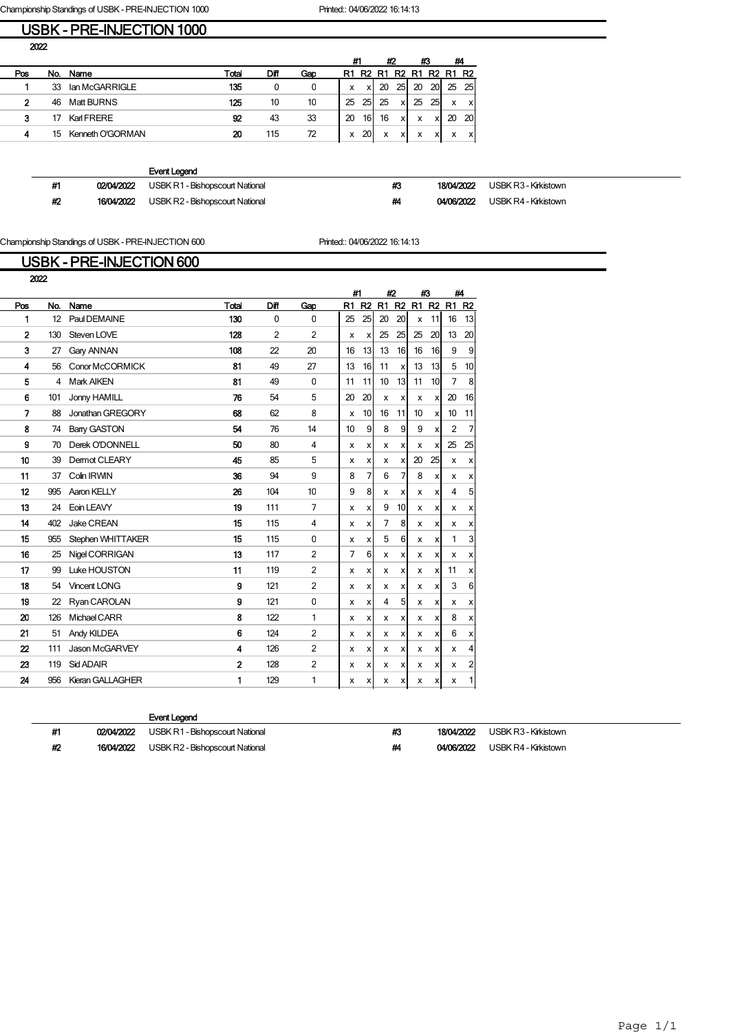Championship Standings of USBK - PRE-INJECTION 1000 Printed:: 04/06/2022 16:14:13

# USBK - PRE-INJECTION 1000

2022

| Pos | No. | Name | Total | Diff | Gap | #1 R1 | #1 R2 | #2 R1 | #2 R2 | #3 R1 | #3 R2 | #4 R1 | #4 R2 |
|---|---|---|---|---|---|---|---|---|---|---|---|---|---|
| 1 | 33 | Ian McGARRIGLE | 135 | 0 | 0 | x | x | 20 | 25 | 20 | 20 | 25 | 25 |
| 2 | 46 | Matt BURNS | 125 | 10 | 10 | 25 | 25 | 25 | x | 25 | 25 | x | x |
| 3 | 17 | Karl FRERE | 92 | 43 | 33 | 20 | 16 | 16 | x | x | x | 20 | 20 |
| 4 | 15 | Kenneth O'GORMAN | 20 | 115 | 72 | x | 20 | x | x | x | x | x | x |

**Event Legend**

| | | | | | |
|---|---|---|---|---|---|
| #1 | 02/04/2022 | USBK R1 - Bishopscourt National | #3 | 18/04/2022 | USBK R3 - Kirkistown |
| #2 | 16/04/2022 | USBK R2 - Bishopscourt National | #4 | 04/06/2022 | USBK R4 - Kirkistown |

Championship Standings of USBK - PRE-INJECTION 600 Printed:: 04/06/2022 16:14:13

# USBK - PRE-INJECTION 600

2022

| Pos | No. | Name | Total | Diff | Gap | #1 R1 | #1 R2 | #2 R1 | #2 R2 | #3 R1 | #3 R2 | #4 R1 | #4 R2 |
|---|---|---|---|---|---|---|---|---|---|---|---|---|---|
| 1 | 12 | Paul DEMAINE | 130 | 0 | 0 | 25 | 25 | 20 | 20 | x | 11 | 16 | 13 |
| 2 | 130 | Steven LOVE | 128 | 2 | 2 | x | x | 25 | 25 | 25 | 20 | 13 | 20 |
| 3 | 27 | Gary ANNAN | 108 | 22 | 20 | 16 | 13 | 13 | 16 | 16 | 16 | 9 | 9 |
| 4 | 56 | Conor McCORMICK | 81 | 49 | 27 | 13 | 16 | 11 | x | 13 | 13 | 5 | 10 |
| 5 | 4 | Mark AIKEN | 81 | 49 | 0 | 11 | 11 | 10 | 13 | 11 | 10 | 7 | 8 |
| 6 | 101 | Jonny HAMILL | 76 | 54 | 5 | 20 | 20 | x | x | x | x | 20 | 16 |
| 7 | 88 | Jonathan GREGORY | 68 | 62 | 8 | x | 10 | 16 | 11 | 10 | x | 10 | 11 |
| 8 | 74 | Barry GASTON | 54 | 76 | 14 | 10 | 9 | 8 | 9 | 9 | x | 2 | 7 |
| 9 | 70 | Derek O'DONNELL | 50 | 80 | 4 | x | x | x | x | x | x | 25 | 25 |
| 10 | 39 | Dermot CLEARY | 45 | 85 | 5 | x | x | x | x | 20 | 25 | x | x |
| 11 | 37 | Colin IRWIN | 36 | 94 | 9 | 8 | 7 | 6 | 7 | 8 | x | x | x |
| 12 | 995 | Aaron KELLY | 26 | 104 | 10 | 9 | 8 | x | x | x | x | 4 | 5 |
| 13 | 24 | Eoin LEAVY | 19 | 111 | 7 | x | x | 9 | 10 | x | x | x | x |
| 14 | 402 | Jake CREAN | 15 | 115 | 4 | x | x | 7 | 8 | x | x | x | x |
| 15 | 955 | Stephen WHITTAKER | 15 | 115 | 0 | x | x | 5 | 6 | x | x | 1 | 3 |
| 16 | 25 | Nigel CORRIGAN | 13 | 117 | 2 | 7 | 6 | x | x | x | x | x | x |
| 17 | 99 | Luke HOUSTON | 11 | 119 | 2 | x | x | x | x | x | x | 11 | x |
| 18 | 54 | Vincent LONG | 9 | 121 | 2 | x | x | x | x | x | x | 3 | 6 |
| 19 | 22 | Ryan CAROLAN | 9 | 121 | 0 | x | x | 4 | 5 | x | x | x | x |
| 20 | 126 | Michael CARR | 8 | 122 | 1 | x | x | x | x | x | x | 8 | x |
| 21 | 51 | Andy KILDEA | 6 | 124 | 2 | x | x | x | x | x | x | 6 | x |
| 22 | 111 | Jason McGARVEY | 4 | 126 | 2 | x | x | x | x | x | x | x | 4 |
| 23 | 119 | Sid ADAIR | 2 | 128 | 2 | x | x | x | x | x | x | x | 2 |
| 24 | 956 | Kieran GALLAGHER | 1 | 129 | 1 | x | x | x | x | x | x | x | 1 |

**Event Legend**

| | | | | | |
|---|---|---|---|---|---|
| #1 | 02/04/2022 | USBK R1 - Bishopscourt National | #3 | 18/04/2022 | USBK R3 - Kirkistown |
| #2 | 16/04/2022 | USBK R2 - Bishopscourt National | #4 | 04/06/2022 | USBK R4 - Kirkistown |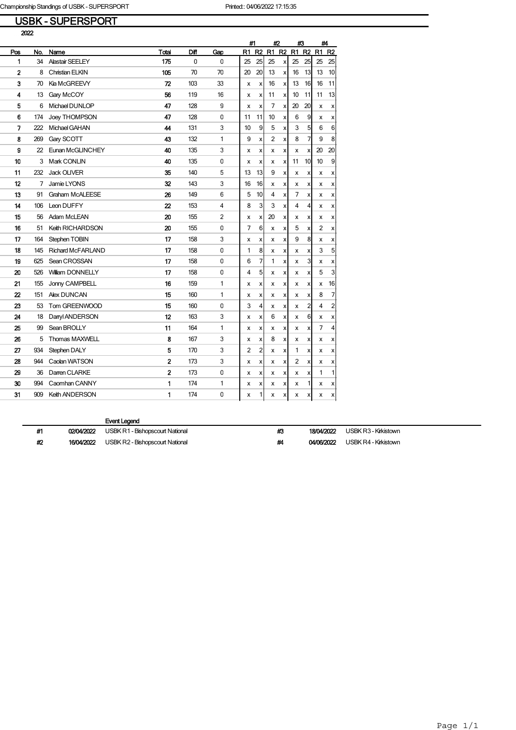Championship Standings of USBK - SUPERSPORT Printed:: 04/06/2022 17:15:35

# USBK - SUPERSPORT

2022

| Pos | No. | Name | Total | Diff | Gap | #1 R1 | #1 R2 | #2 R1 | #2 R2 | #3 R1 | #3 R2 | #4 R1 | #4 R2 |
|---|---|---|---|---|---|---|---|---|---|---|---|---|---|
| 1 | 34 | Alastair SEELEY | 175 | 0 | 0 | 25 | 25 | 25 | x | 25 | 25 | 25 | 25 |
| 2 | 8 | Christian ELKIN | 105 | 70 | 70 | 20 | 20 | 13 | x | 16 | 13 | 13 | 10 |
| 3 | 70 | Kia McGREEVY | 72 | 103 | 33 | x | x | 16 | x | 13 | 16 | 16 | 11 |
| 4 | 13 | Gary McCOY | 56 | 119 | 16 | x | x | 11 | x | 10 | 11 | 11 | 13 |
| 5 | 6 | Michael DUNLOP | 47 | 128 | 9 | x | x | 7 | x | 20 | 20 | x | x |
| 6 | 174 | Joey THOMPSON | 47 | 128 | 0 | 11 | 11 | 10 | x | 6 | 9 | x | x |
| 7 | 222 | Michael GAHAN | 44 | 131 | 3 | 10 | 9 | 5 | x | 3 | 5 | 6 | 6 |
| 8 | 269 | Gary SCOTT | 43 | 132 | 1 | 9 | x | 2 | x | 8 | 7 | 9 | 8 |
| 9 | 22 | Eunan McGLINCHEY | 40 | 135 | 3 | x | x | x | x | x | x | 20 | 20 |
| 10 | 3 | Mark CONLIN | 40 | 135 | 0 | x | x | x | x | 11 | 10 | 10 | 9 |
| 11 | 232 | Jack OLIVER | 35 | 140 | 5 | 13 | 13 | 9 | x | x | x | x | x |
| 12 | 7 | Jamie LYONS | 32 | 143 | 3 | 16 | 16 | x | x | x | x | x | x |
| 13 | 91 | Graham McALEESE | 26 | 149 | 6 | 5 | 10 | 4 | x | 7 | x | x | x |
| 14 | 106 | Leon DUFFY | 22 | 153 | 4 | 8 | 3 | 3 | x | 4 | 4 | x | x |
| 15 | 56 | Adam McLEAN | 20 | 155 | 2 | x | x | 20 | x | x | x | x | x |
| 16 | 51 | Keith RICHARDSON | 20 | 155 | 0 | 7 | 6 | x | x | 5 | x | 2 | x |
| 17 | 164 | Stephen TOBIN | 17 | 158 | 3 | x | x | x | x | 9 | 8 | x | x |
| 18 | 145 | Richard McFARLAND | 17 | 158 | 0 | 1 | 8 | x | x | x | x | 3 | 5 |
| 19 | 625 | Sean CROSSAN | 17 | 158 | 0 | 6 | 7 | 1 | x | x | 3 | x | x |
| 20 | 526 | William DONNELLY | 17 | 158 | 0 | 4 | 5 | x | x | x | x | 5 | 3 |
| 21 | 155 | Jonny CAMPBELL | 16 | 159 | 1 | x | x | x | x | x | x | x | 16 |
| 22 | 151 | Alex DUNCAN | 15 | 160 | 1 | x | x | x | x | x | x | 8 | 7 |
| 23 | 53 | Tom GREENWOOD | 15 | 160 | 0 | 3 | 4 | x | x | x | 2 | 4 | 2 |
| 24 | 18 | Darryl ANDERSON | 12 | 163 | 3 | x | x | 6 | x | x | 6 | x | x |
| 25 | 99 | Sean BROLLY | 11 | 164 | 1 | x | x | x | x | x | x | 7 | 4 |
| 26 | 5 | Thomas MAXWELL | 8 | 167 | 3 | x | x | 8 | x | x | x | x | x |
| 27 | 934 | Stephen DALY | 5 | 170 | 3 | 2 | 2 | x | x | 1 | x | x | x |
| 28 | 944 | Caolan WATSON | 2 | 173 | 3 | x | x | x | x | 2 | x | x | x |
| 29 | 36 | Darren CLARKE | 2 | 173 | 0 | x | x | x | x | x | x | 1 | 1 |
| 30 | 994 | Caomhan CANNY | 1 | 174 | 1 | x | x | x | x | x | 1 | x | x |
| 31 | 909 | Keith ANDERSON | 1 | 174 | 0 | x | 1 | x | x | x | x | x | x |

**Event Legend**

| | Date | Event |
|---|---|---|
| #1 | 02/04/2022 | USBK R1 - Bishopscourt National |
| #2 | 16/04/2022 | USBK R2 - Bishopscourt National |
| #3 | 18/04/2022 | USBK R3 - Kirkistown |
| #4 | 04/06/2022 | USBK R4 - Kirkistown |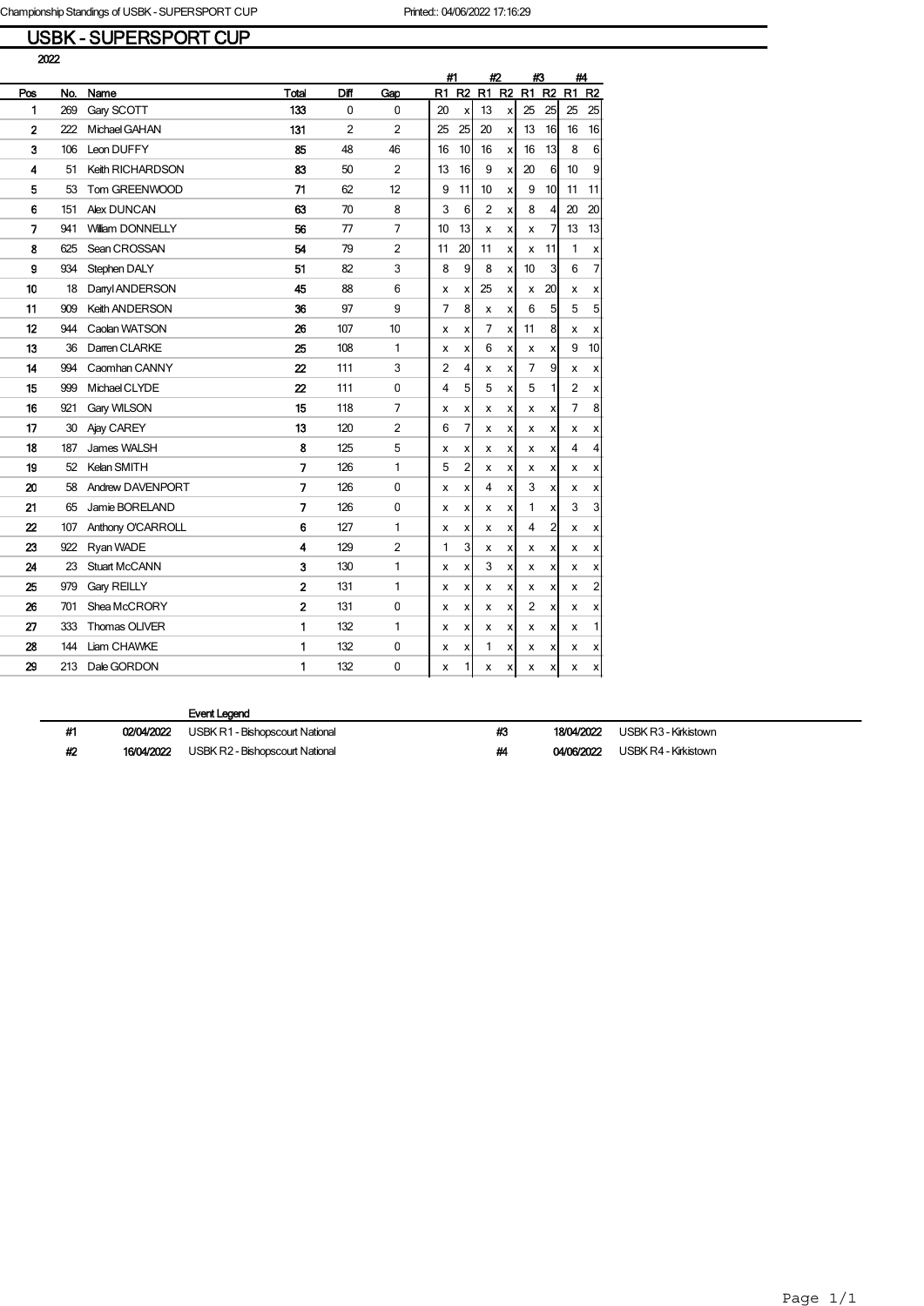Championship Standings of USBK - SUPERSPORT CUP Printed:: 04/06/2022 17:16:29

# USBK - SUPERSPORT CUP

2022

| Pos | No. | Name | Total | Diff | Gap | #1 R1 | #1 R2 | #2 R1 | #2 R2 | #3 R1 | #3 R2 | #4 R1 | #4 R2 |
|---|---|---|---|---|---|---|---|---|---|---|---|---|---|
| 1 | 269 | Gary SCOTT | 133 | 0 | 0 | 20 | x | 13 | x | 25 | 25 | 25 | 25 |
| 2 | 222 | Michael GAHAN | 131 | 2 | 2 | 25 | 25 | 20 | x | 13 | 16 | 16 | 16 |
| 3 | 106 | Leon DUFFY | 85 | 48 | 46 | 16 | 10 | 16 | x | 16 | 13 | 8 | 6 |
| 4 | 51 | Keith RICHARDSON | 83 | 50 | 2 | 13 | 16 | 9 | x | 20 | 6 | 10 | 9 |
| 5 | 53 | Tom GREENWOOD | 71 | 62 | 12 | 9 | 11 | 10 | x | 9 | 10 | 11 | 11 |
| 6 | 151 | Alex DUNCAN | 63 | 70 | 8 | 3 | 6 | 2 | x | 8 | 4 | 20 | 20 |
| 7 | 941 | William DONNELLY | 56 | 77 | 7 | 10 | 13 | x | x | x | 7 | 13 | 13 |
| 8 | 625 | Sean CROSSAN | 54 | 79 | 2 | 11 | 20 | 11 | x | x | 11 | 1 | x |
| 9 | 934 | Stephen DALY | 51 | 82 | 3 | 8 | 9 | 8 | x | 10 | 3 | 6 | 7 |
| 10 | 18 | Darryl ANDERSON | 45 | 88 | 6 | x | x | 25 | x | x | 20 | x | x |
| 11 | 909 | Keith ANDERSON | 36 | 97 | 9 | 7 | 8 | x | x | 6 | 5 | 5 | 5 |
| 12 | 944 | Caolan WATSON | 26 | 107 | 10 | x | x | 7 | x | 11 | 8 | x | x |
| 13 | 36 | Darren CLARKE | 25 | 108 | 1 | x | x | 6 | x | x | x | 9 | 10 |
| 14 | 994 | Caomhan CANNY | 22 | 111 | 3 | 2 | 4 | x | x | 7 | 9 | x | x |
| 15 | 999 | Michael CLYDE | 22 | 111 | 0 | 4 | 5 | 5 | x | 5 | 1 | 2 | x |
| 16 | 921 | Gary WILSON | 15 | 118 | 7 | x | x | x | x | x | x | 7 | 8 |
| 17 | 30 | Ajay CAREY | 13 | 120 | 2 | 6 | 7 | x | x | x | x | x | x |
| 18 | 187 | James WALSH | 8 | 125 | 5 | x | x | x | x | x | x | 4 | 4 |
| 19 | 52 | Kelan SMITH | 7 | 126 | 1 | 5 | 2 | x | x | x | x | x | x |
| 20 | 58 | Andrew DAVENPORT | 7 | 126 | 0 | x | x | 4 | x | 3 | x | x | x |
| 21 | 65 | Jamie BORELAND | 7 | 126 | 0 | x | x | x | x | 1 | x | 3 | 3 |
| 22 | 107 | Anthony O'CARROLL | 6 | 127 | 1 | x | x | x | x | 4 | 2 | x | x |
| 23 | 922 | Ryan WADE | 4 | 129 | 2 | 1 | 3 | x | x | x | x | x | x |
| 24 | 23 | Stuart McCANN | 3 | 130 | 1 | x | x | 3 | x | x | x | x | x |
| 25 | 979 | Gary REILLY | 2 | 131 | 1 | x | x | x | x | x | x | x | 2 |
| 26 | 701 | Shea McCRORY | 2 | 131 | 0 | x | x | x | x | 2 | x | x | x |
| 27 | 333 | Thomas OLIVER | 1 | 132 | 1 | x | x | x | x | x | x | x | 1 |
| 28 | 144 | Liam CHAWKE | 1 | 132 | 0 | x | x | 1 | x | x | x | x | x |
| 29 | 213 | Dale GORDON | 1 | 132 | 0 | x | 1 | x | x | x | x | x | x |

**Event Legend**

| # | Date | Event |
|---|---|---|
| #1 | 02/04/2022 | USBK R1 - Bishopscourt National |
| #2 | 16/04/2022 | USBK R2 - Bishopscourt National |
| #3 | 18/04/2022 | USBK R3 - Kirkistown |
| #4 | 04/06/2022 | USBK R4 - Kirkistown |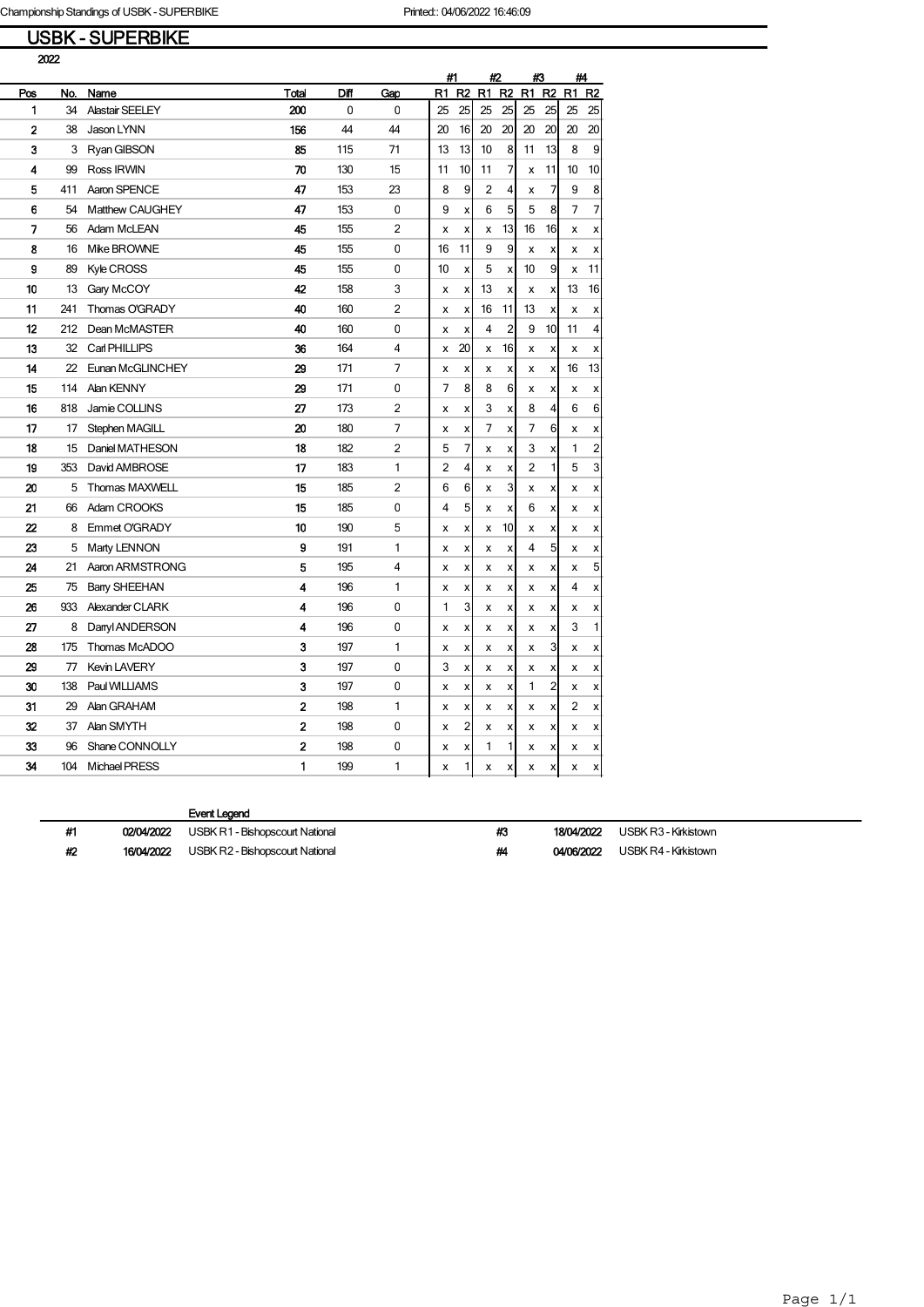# USBK - SUPERBIKE

2022

| Pos | No. | Name | Total | Diff | Gap | #1 R1 | #1 R2 | #2 R1 | #2 R2 | #3 R1 | #3 R2 | #4 R1 | #4 R2 |
|---|---|---|---|---|---|---|---|---|---|---|---|---|---|
| 1 | 34 | Alastair SEELEY | 200 | 0 | 0 | 25 | 25 | 25 | 25 | 25 | 25 | 25 | 25 |
| 2 | 38 | Jason LYNN | 156 | 44 | 44 | 20 | 16 | 20 | 20 | 20 | 20 | 20 | 20 |
| 3 | 3 | Ryan GIBSON | 85 | 115 | 71 | 13 | 13 | 10 | 8 | 11 | 13 | 8 | 9 |
| 4 | 99 | Ross IRWIN | 70 | 130 | 15 | 11 | 10 | 11 | 7 | x | 11 | 10 | 10 |
| 5 | 411 | Aaron SPENCE | 47 | 153 | 23 | 8 | 9 | 2 | 4 | x | 7 | 9 | 8 |
| 6 | 54 | Matthew CAUGHEY | 47 | 153 | 0 | 9 | x | 6 | 5 | 5 | 8 | 7 | 7 |
| 7 | 56 | Adam McLEAN | 45 | 155 | 2 | x | x | x | 13 | 16 | 16 | x | x |
| 8 | 16 | Mike BROWNE | 45 | 155 | 0 | 16 | 11 | 9 | 9 | x | x | x | x |
| 9 | 89 | Kyle CROSS | 45 | 155 | 0 | 10 | x | 5 | x | 10 | 9 | x | 11 |
| 10 | 13 | Gary McCOY | 42 | 158 | 3 | x | x | 13 | x | x | x | 13 | 16 |
| 11 | 241 | Thomas O'GRADY | 40 | 160 | 2 | x | x | 16 | 11 | 13 | x | x | x |
| 12 | 212 | Dean McMASTER | 40 | 160 | 0 | x | x | 4 | 2 | 9 | 10 | 11 | 4 |
| 13 | 32 | Carl PHILLIPS | 36 | 164 | 4 | x | 20 | x | 16 | x | x | x | x |
| 14 | 22 | Eunan McGLINCHEY | 29 | 171 | 7 | x | x | x | x | x | x | 16 | 13 |
| 15 | 114 | Alan KENNY | 29 | 171 | 0 | 7 | 8 | 8 | 6 | x | x | x | x |
| 16 | 818 | Jamie COLLINS | 27 | 173 | 2 | x | x | 3 | x | 8 | 4 | 6 | 6 |
| 17 | 17 | Stephen MAGILL | 20 | 180 | 7 | x | x | 7 | x | 7 | 6 | x | x |
| 18 | 15 | Daniel MATHESON | 18 | 182 | 2 | 5 | 7 | x | x | 3 | x | 1 | 2 |
| 19 | 353 | David AMBROSE | 17 | 183 | 1 | 2 | 4 | x | x | 2 | 1 | 5 | 3 |
| 20 | 5 | Thomas MAXWELL | 15 | 185 | 2 | 6 | 6 | x | 3 | x | x | x | x |
| 21 | 66 | Adam CROOKS | 15 | 185 | 0 | 4 | 5 | x | x | 6 | x | x | x |
| 22 | 8 | Emmet O'GRADY | 10 | 190 | 5 | x | x | x | 10 | x | x | x | x |
| 23 | 5 | Marty LENNON | 9 | 191 | 1 | x | x | x | x | 4 | 5 | x | x |
| 24 | 21 | Aaron ARMSTRONG | 5 | 195 | 4 | x | x | x | x | x | x | x | 5 |
| 25 | 75 | Barry SHEEHAN | 4 | 196 | 1 | x | x | x | x | x | x | 4 | x |
| 26 | 933 | Alexander CLARK | 4 | 196 | 0 | 1 | 3 | x | x | x | x | x | x |
| 27 | 8 | Darryl ANDERSON | 4 | 196 | 0 | x | x | x | x | x | x | 3 | 1 |
| 28 | 175 | Thomas McADOO | 3 | 197 | 1 | x | x | x | x | x | 3 | x | x |
| 29 | 77 | Kevin LAVERY | 3 | 197 | 0 | 3 | x | x | x | x | x | x | x |
| 30 | 138 | Paul WILLIAMS | 3 | 197 | 0 | x | x | x | x | 1 | 2 | x | x |
| 31 | 29 | Alan GRAHAM | 2 | 198 | 1 | x | x | x | x | x | x | 2 | x |
| 32 | 37 | Alan SMYTH | 2 | 198 | 0 | x | 2 | x | x | x | x | x | x |
| 33 | 96 | Shane CONNOLLY | 2 | 198 | 0 | x | x | 1 | 1 | x | x | x | x |
| 34 | 104 | Michael PRESS | 1 | 199 | 1 | x | 1 | x | x | x | x | x | x |

**Event Legend**

| # | Date | Event | # | Date | Event |
|---|---|---|---|---|---|
| #1 | 02/04/2022 | USBK R1 - Bishopscourt National | #3 | 18/04/2022 | USBK R3 - Kirkistown |
| #2 | 16/04/2022 | USBK R2 - Bishopscourt National | #4 | 04/06/2022 | USBK R4 - Kirkistown |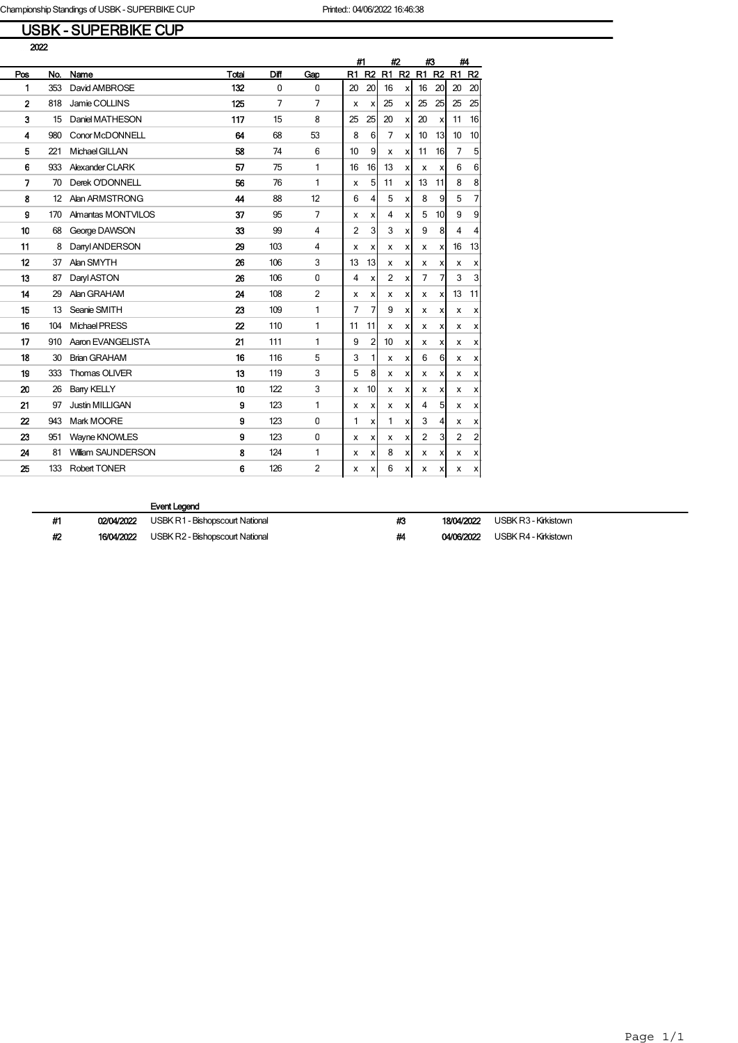Championship Standings of USBK - SUPERBIKE CUP Printed:: 04/06/2022 16:46:38

# USBK - SUPERBIKE CUP

2022

| Pos | No. | Name | Total | Diff | Gap | #1 | | #2 | | #3 | | #4 | |
|---|---|---|---|---|---|---|---|---|---|---|---|---|---|
| | | | | | | R1 | R2 | R1 | R2 | R1 | R2 | R1 | R2 |
| 1 | 353 | David AMBROSE | 132 | 0 | 0 | 20 | 20 | 16 | x | 16 | 20 | 20 | 20 |
| 2 | 818 | Jamie COLLINS | 125 | 7 | 7 | x | x | 25 | x | 25 | 25 | 25 | 25 |
| 3 | 15 | Daniel MATHESON | 117 | 15 | 8 | 25 | 25 | 20 | x | 20 | x | 11 | 16 |
| 4 | 980 | Conor McDONNELL | 64 | 68 | 53 | 8 | 6 | 7 | x | 10 | 13 | 10 | 10 |
| 5 | 221 | Michael GILLAN | 58 | 74 | 6 | 10 | 9 | x | x | 11 | 16 | 7 | 5 |
| 6 | 933 | Alexander CLARK | 57 | 75 | 1 | 16 | 16 | 13 | x | x | x | 6 | 6 |
| 7 | 70 | Derek O'DONNELL | 56 | 76 | 1 | x | 5 | 11 | x | 13 | 11 | 8 | 8 |
| 8 | 12 | Alan ARMSTRONG | 44 | 88 | 12 | 6 | 4 | 5 | x | 8 | 9 | 5 | 7 |
| 9 | 170 | Almantas MONTVILOS | 37 | 95 | 7 | x | x | 4 | x | 5 | 10 | 9 | 9 |
| 10 | 68 | George DAWSON | 33 | 99 | 4 | 2 | 3 | 3 | x | 9 | 8 | 4 | 4 |
| 11 | 8 | Darryl ANDERSON | 29 | 103 | 4 | x | x | x | x | x | x | 16 | 13 |
| 12 | 37 | Alan SMYTH | 26 | 106 | 3 | 13 | 13 | x | x | x | x | x | x |
| 13 | 87 | Daryl ASTON | 26 | 106 | 0 | 4 | x | 2 | x | 7 | 7 | 3 | 3 |
| 14 | 29 | Alan GRAHAM | 24 | 108 | 2 | x | x | x | x | x | x | 13 | 11 |
| 15 | 13 | Seanie SMITH | 23 | 109 | 1 | 7 | 7 | 9 | x | x | x | x | x |
| 16 | 104 | Michael PRESS | 22 | 110 | 1 | 11 | 11 | x | x | x | x | x | x |
| 17 | 910 | Aaron EVANGELISTA | 21 | 111 | 1 | 9 | 2 | 10 | x | x | x | x | x |
| 18 | 30 | Brian GRAHAM | 16 | 116 | 5 | 3 | 1 | x | x | 6 | 6 | x | x |
| 19 | 333 | Thomas OLIVER | 13 | 119 | 3 | 5 | 8 | x | x | x | x | x | x |
| 20 | 26 | Barry KELLY | 10 | 122 | 3 | x | 10 | x | x | x | x | x | x |
| 21 | 97 | Justin MILLIGAN | 9 | 123 | 1 | x | x | x | x | 4 | 5 | x | x |
| 22 | 943 | Mark MOORE | 9 | 123 | 0 | 1 | x | 1 | x | 3 | 4 | x | x |
| 23 | 951 | Wayne KNOWLES | 9 | 123 | 0 | x | x | x | x | 2 | 3 | 2 | 2 |
| 24 | 81 | William SAUNDERSON | 8 | 124 | 1 | x | x | 8 | x | x | x | x | x |
| 25 | 133 | Robert TONER | 6 | 126 | 2 | x | x | 6 | x | x | x | x | x |

**Event Legend**

| # | Date | Event | # | Date | Event |
|---|---|---|---|---|---|
| #1 | 02/04/2022 | USBK R1 - Bishopscourt National | #3 | 18/04/2022 | USBK R3 - Kirkistown |
| #2 | 16/04/2022 | USBK R2 - Bishopscourt National | #4 | 04/06/2022 | USBK R4 - Kirkistown |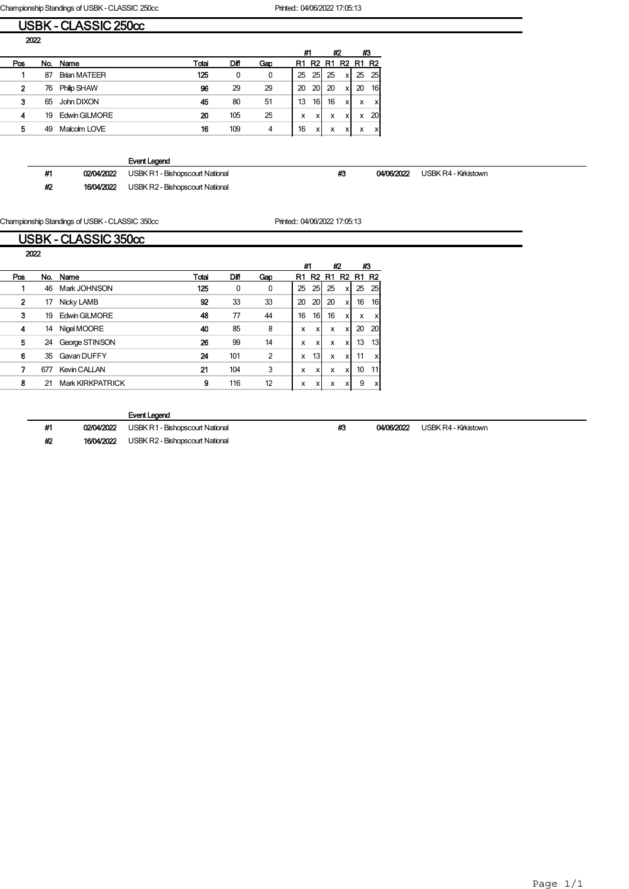Championship Standings of USBK - CLASSIC 250cc Printed:: 04/06/2022 17:05:13

## USBK - CLASSIC 250cc

2022

| Pos | No. | Name | Total | Diff | Gap | #1 R1 | #1 R2 | #2 R1 | #2 R2 | #3 R1 | #3 R2 |
|---|---|---|---|---|---|---|---|---|---|---|---|
| 1 | 87 | Brian MATEER | 125 | 0 | 0 | 25 | 25 | 25 | x | 25 | 25 |
| 2 | 76 | Philip SHAW | 96 | 29 | 29 | 20 | 20 | 20 | x | 20 | 16 |
| 3 | 65 | John DIXON | 45 | 80 | 51 | 13 | 16 | 16 | x | x | x |
| 4 | 19 | Edwin GILMORE | 20 | 105 | 25 | x | x | x | x | x | 20 |
| 5 | 49 | Malcolm LOVE | 16 | 109 | 4 | 16 | x | x | x | x | x |

Event Legend

| # | Date | Event |
|---|---|---|
| #1 | 02/04/2022 | USBK R1 - Bishopscourt National |
| #2 | 16/04/2022 | USBK R2 - Bishopscourt National |
| #3 | 04/06/2022 | USBK R4 - Kirkistown |

Championship Standings of USBK - CLASSIC 350cc Printed:: 04/06/2022 17:05:13

## USBK - CLASSIC 350cc

2022

| Pos | No. | Name | Total | Diff | Gap | #1 R1 | #1 R2 | #2 R1 | #2 R2 | #3 R1 | #3 R2 |
|---|---|---|---|---|---|---|---|---|---|---|---|
| 1 | 46 | Mark JOHNSON | 125 | 0 | 0 | 25 | 25 | 25 | x | 25 | 25 |
| 2 | 17 | Nicky LAMB | 92 | 33 | 33 | 20 | 20 | 20 | x | 16 | 16 |
| 3 | 19 | Edwin GILMORE | 48 | 77 | 44 | 16 | 16 | 16 | x | x | x |
| 4 | 14 | Nigel MOORE | 40 | 85 | 8 | x | x | x | x | 20 | 20 |
| 5 | 24 | George STINSON | 26 | 99 | 14 | x | x | x | x | 13 | 13 |
| 6 | 35 | Gavan DUFFY | 24 | 101 | 2 | x | 13 | x | x | 11 | x |
| 7 | 677 | Kevin CALLAN | 21 | 104 | 3 | x | x | x | x | 10 | 11 |
| 8 | 21 | Mark KIRKPATRICK | 9 | 116 | 12 | x | x | x | x | 9 | x |

Event Legend

| # | Date | Event |
|---|---|---|
| #1 | 02/04/2022 | USBK R1 - Bishopscourt National |
| #2 | 16/04/2022 | USBK R2 - Bishopscourt National |
| #3 | 04/06/2022 | USBK R4 - Kirkistown |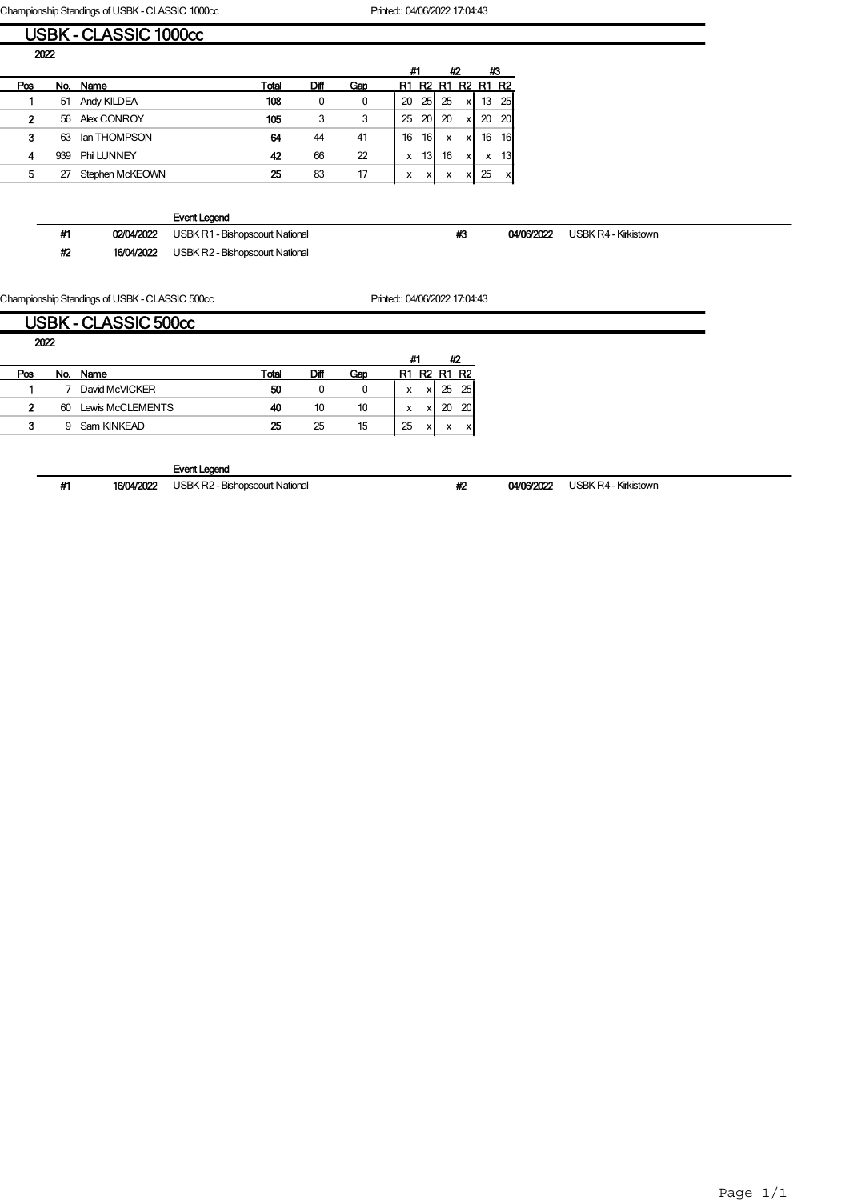Championship Standings of USBK - CLASSIC 1000cc

Printed:: 04/06/2022 17:04:43

## USBK - CLASSIC 1000cc

2022

| Pos | No. | Name | Total | Diff | Gap | #1 | | #2 | | #3 | |
|---|---|---|---|---|---|---|---|---|---|---|---|
| | | | | | | R1 | R2 | R1 | R2 | R1 | R2 |
| 1 | 51 | Andy KILDEA | 108 | 0 | 0 | 20 | 25 | 25 | x | 13 | 25 |
| 2 | 56 | Alex CONROY | 105 | 3 | 3 | 25 | 20 | 20 | x | 20 | 20 |
| 3 | 63 | Ian THOMPSON | 64 | 44 | 41 | 16 | 16 | x | x | 16 | 16 |
| 4 | 939 | Phil LUNNEY | 42 | 66 | 22 | x | 13 | 16 | x | x | 13 |
| 5 | 27 | Stephen McKEOWN | 25 | 83 | 17 | x | x | x | x | 25 | x |

**Event Legend**

| # | Date | Event |
|---|---|---|
| #1 | 02/04/2022 | USBK R1 - Bishopscourt National |
| #2 | 16/04/2022 | USBK R2 - Bishopscourt National |
| #3 | 04/06/2022 | USBK R4 - Kirkistown |

Championship Standings of USBK - CLASSIC 500cc

Printed:: 04/06/2022 17:04:43

## USBK - CLASSIC 500cc

2022

| Pos | No. | Name | Total | Diff | Gap | #1 | | #2 | |
|---|---|---|---|---|---|---|---|---|---|
| | | | | | | R1 | R2 | R1 | R2 |
| 1 | 7 | David McVICKER | 50 | 0 | 0 | x | x | 25 | 25 |
| 2 | 60 | Lewis McCLEMENTS | 40 | 10 | 10 | x | x | 20 | 20 |
| 3 | 9 | Sam KINKEAD | 25 | 25 | 15 | 25 | x | x | x |

**Event Legend**

| # | Date | Event |
|---|---|---|
| #1 | 16/04/2022 | USBK R2 - Bishopscourt National |
| #2 | 04/06/2022 | USBK R4 - Kirkistown |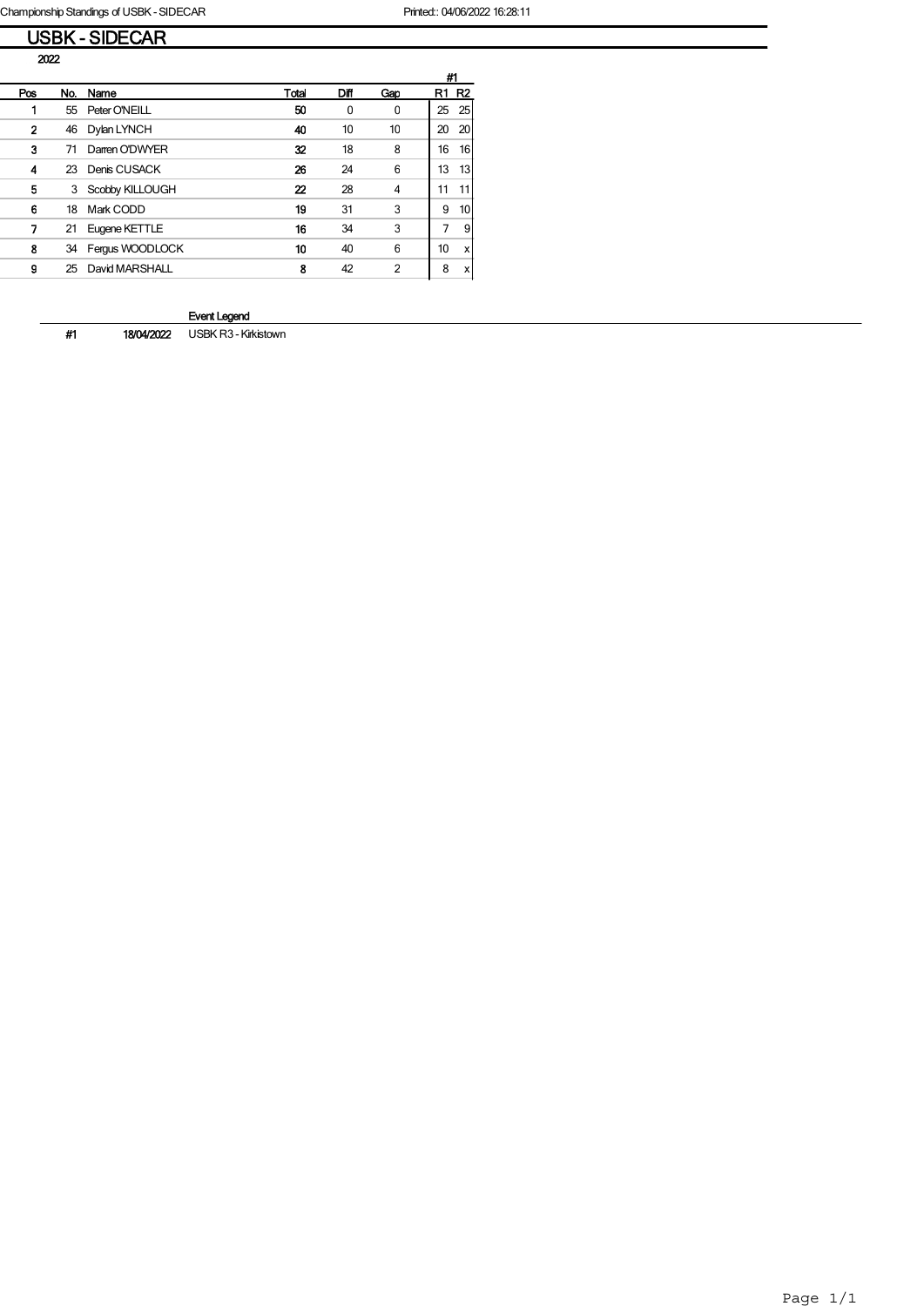Championship Standings of USBK - SIDECAR Printed:: 04/06/2022 16:28:11

# USBK - SIDECAR

2022

| Pos | No. | Name | Total | Diff | Gap | #1 R1 | #1 R2 |
|---|---|---|---|---|---|---|---|
| 1 | 55 | Peter O'NEILL | **50** | 0 | 0 | 25 | 25 |
| 2 | 46 | Dylan LYNCH | **40** | 10 | 10 | 20 | 20 |
| 3 | 71 | Darren O'DWYER | **32** | 18 | 8 | 16 | 16 |
| 4 | 23 | Denis CUSACK | **26** | 24 | 6 | 13 | 13 |
| 5 | 3 | Scobby KILLOUGH | **22** | 28 | 4 | 11 | 11 |
| 6 | 18 | Mark CODD | **19** | 31 | 3 | 9 | 10 |
| 7 | 21 | Eugene KETTLE | **16** | 34 | 3 | 7 | 9 |
| 8 | 34 | Fergus WOODLOCK | **10** | 40 | 6 | 10 | x |
| 9 | 25 | David MARSHALL | **8** | 42 | 2 | 8 | x |

**Event Legend**

| | | |
|---|---|---|
| #1 | 18/04/2022 | USBK R3 - Kirkistown |